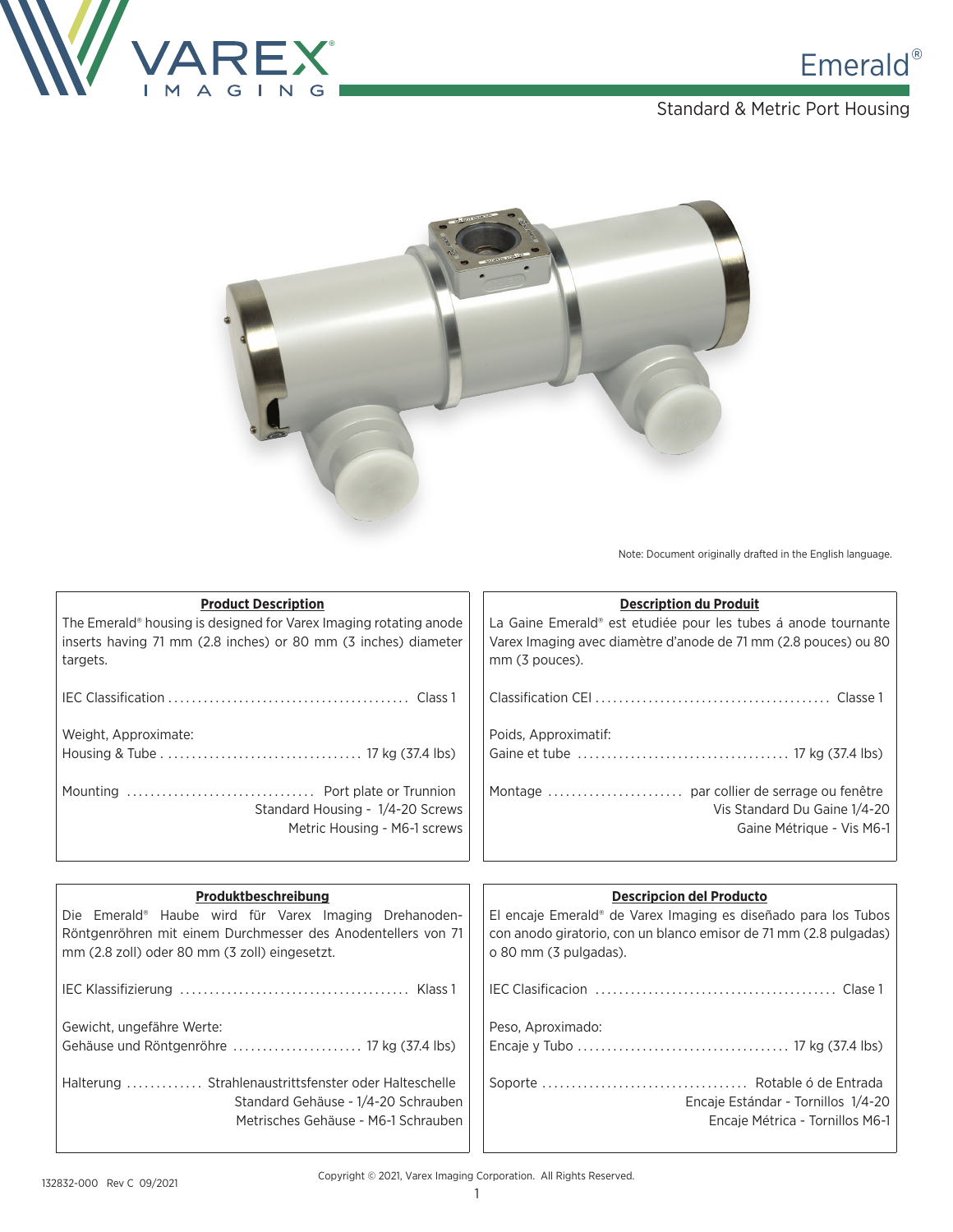# Emerald®

## Standard & Metric Port Housing

Note: Document originally drafted in the English language.

### Product Description

The Emerald® housing is designed for Varex Imaging rotating anode inserts having 71 mm (2.8 inches) or 80 mm (3 inches) diameter targets.

IEC Classification ........................................ Class 1

Weight, Approximate:
Housing & Tube ................................. 17 kg (37.4 lbs)

Mounting ............................... Port plate or Trunnion
Standard Housing - 1/4-20 Screws
Metric Housing - M6-1 screws

### Description du Produit

La Gaine Emerald® est etudiée pour les tubes á anode tournante Varex Imaging avec diamètre d'anode de 71 mm (2.8 pouces) ou 80 mm (3 pouces).

Classification CEI ....................................... Classe 1

Poids, Approximatif:
Gaine et tube ................................... 17 kg (37.4 lbs)

Montage ....................... par collier de serrage ou fenêtre
Vis Standard Du Gaine 1/4-20
Gaine Métrique - Vis M6-1

### Produktbeschreibung

Die Emerald® Haube wird für Varex Imaging Drehanoden-Röntgenröhren mit einem Durchmesser des Anodentellers von 71 mm (2.8 zoll) oder 80 mm (3 zoll) eingesetzt.

IEC Klassifizierung ...................................... Klass 1

Gewicht, ungefähre Werte:
Gehäuse und Röntgenröhre ...................... 17 kg (37.4 lbs)

Halterung ............. Strahlenaustrittsfenster oder Halteschelle
Standard Gehäuse - 1/4-20 Schrauben
Metrisches Gehäuse - M6-1 Schrauben

### Descripcion del Producto

El encaje Emerald® de Varex Imaging es diseñado para los Tubos con anodo giratorio, con un blanco emisor de 71 mm (2.8 pulgadas) o 80 mm (3 pulgadas).

IEC Clasificacion ........................................ Clase 1

Peso, Aproximado:
Encaje y Tubo ................................... 17 kg (37.4 lbs)

Soporte .................................. Rotable ó de Entrada
Encaje Estándar - Tornillos 1/4-20
Encaje Métrica - Tornillos M6-1

132832-000 Rev C 09/2021

Copyright © 2021, Varex Imaging Corporation. All Rights Reserved.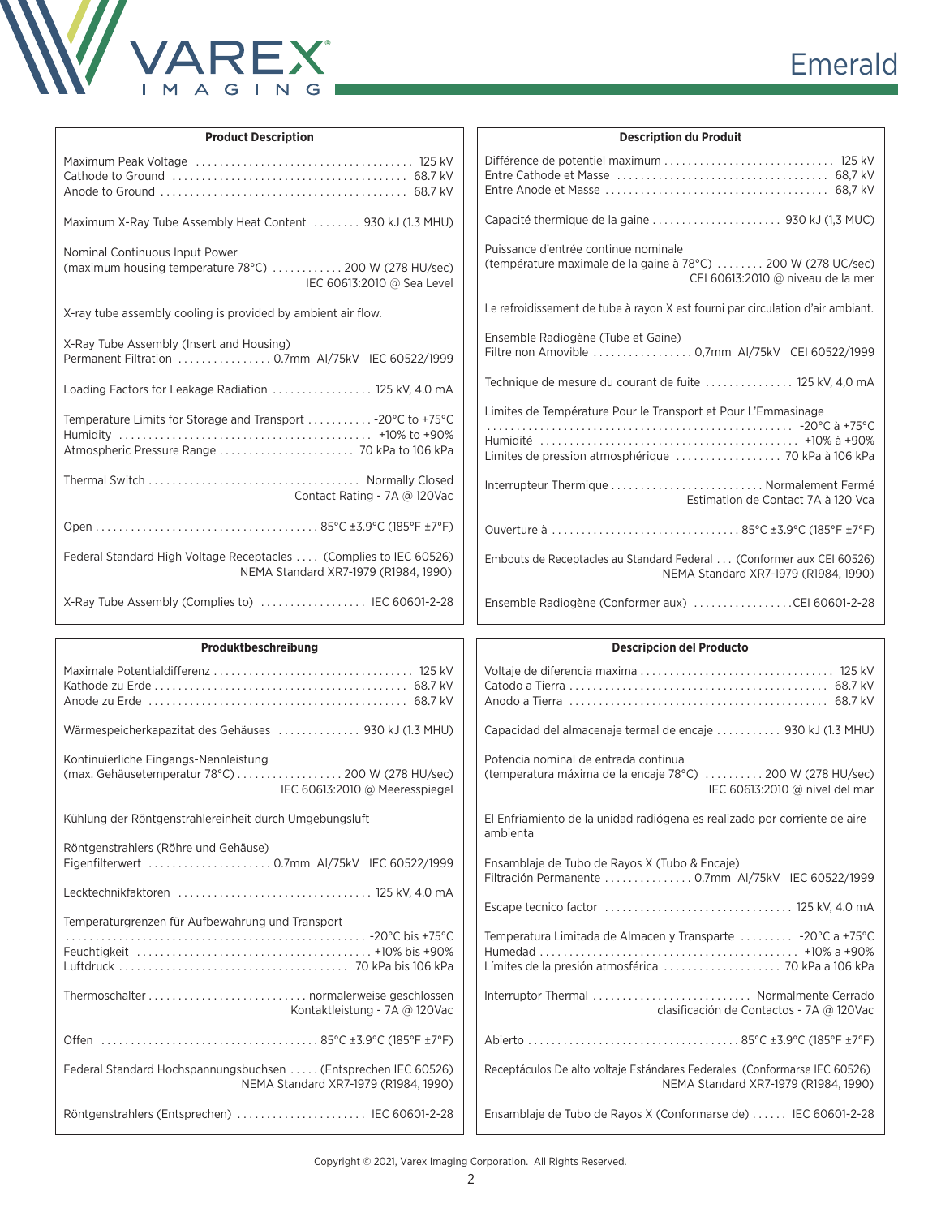## Product Description

Maximum Peak Voltage .......... 125 kV
Cathode to Ground .......... 68.7 kV
Anode to Ground .......... 68.7 kV

Maximum X-Ray Tube Assembly Heat Content .......... 930 kJ (1.3 MHU)

Nominal Continuous Input Power
(maximum housing temperature 78°C) .......... 200 W (278 HU/sec)
IEC 60613:2010 @ Sea Level

X-ray tube assembly cooling is provided by ambient air flow.

X-Ray Tube Assembly (Insert and Housing)
Permanent Filtration .......... 0.7mm Al/75kV IEC 60522/1999

Loading Factors for Leakage Radiation .......... 125 kV, 4.0 mA

Temperature Limits for Storage and Transport .......... -20°C to +75°C
Humidity .......... +10% to +90%
Atmospheric Pressure Range .......... 70 kPa to 106 kPa

Thermal Switch .......... Normally Closed
Contact Rating - 7A @ 120Vac

Open .......... 85°C ±3.9°C (185°F ±7°F)

Federal Standard High Voltage Receptacles .......... (Complies to IEC 60526)
NEMA Standard XR7-1979 (R1984, 1990)

X-Ray Tube Assembly (Complies to) .......... IEC 60601-2-28

## Description du Produit

Différence de potentiel maximum .......... 125 kV
Entre Cathode et Masse .......... 68,7 kV
Entre Anode et Masse .......... 68,7 kV

Capacité thermique de la gaine .......... 930 kJ (1,3 MUC)

Puissance d'entrée continue nominale
(température maximale de la gaine à 78°C) .......... 200 W (278 UC/sec)
CEI 60613:2010 @ niveau de la mer

Le refroidissement de tube à rayon X est fourni par circulation d'air ambiant.

Ensemble Radiogène (Tube et Gaine)
Filtre non Amovible .......... 0,7mm Al/75kV CEI 60522/1999

Technique de mesure du courant de fuite .......... 125 kV, 4,0 mA

Limites de Température Pour le Transport et Pour L'Emmasinage
.......... -20°C à +75°C
Humidité .......... +10% à +90%
Limites de pression atmosphérique .......... 70 kPa à 106 kPa

Interrupteur Thermique .......... Normalement Fermé
Estimation de Contact 7A à 120 Vca

Ouverture à .......... 85°C ±3.9°C (185°F ±7°F)

Embouts de Receptacles au Standard Federal .......... (Conformer aux CEI 60526)
NEMA Standard XR7-1979 (R1984, 1990)

Ensemble Radiogène (Conformer aux) .......... CEI 60601-2-28

## Produktbeschreibung

Maximale Potentialdifferenz .......... 125 kV
Kathode zu Erde .......... 68.7 kV
Anode zu Erde .......... 68.7 kV

Wärmespeicherkapazitat des Gehäuses .......... 930 kJ (1.3 MHU)

Kontinuierliche Eingangs-Nennleistung
(max. Gehäusetemperatur 78°C) .......... 200 W (278 HU/sec)
IEC 60613:2010 @ Meeresspiegel

Kühlung der Röntgenstrahlereinheit durch Umgebungsluft

Röntgenstrahlers (Röhre und Gehäuse)
Eigenfilterwert .......... 0.7mm Al/75kV IEC 60522/1999

Lecktechnikfaktoren .......... 125 kV, 4.0 mA

Temperaturgrenzen für Aufbewahrung und Transport
.......... -20°C bis +75°C
Feuchtigkeit .......... +10% bis +90%
Luftdruck .......... 70 kPa bis 106 kPa

Thermoschalter .......... normalerweise geschlossen
Kontaktleistung - 7A @ 120Vac

Offen .......... 85°C ±3.9°C (185°F ±7°F)

Federal Standard Hochspannungsbuchsen .......... (Entsprechen IEC 60526)
NEMA Standard XR7-1979 (R1984, 1990)

Röntgenstrahlers (Entsprechen) .......... IEC 60601-2-28

## Descripcion del Producto

Voltaje de diferencia maxima .......... 125 kV
Catodo a Tierra .......... 68.7 kV
Anodo a Tierra .......... 68.7 kV

Capacidad del almacenaje termal de encaje .......... 930 kJ (1.3 MHU)

Potencia nominal de entrada continua
(temperatura máxima de la encaje 78°C) .......... 200 W (278 HU/sec)
IEC 60613:2010 @ nivel del mar

El Enfriamiento de la unidad radiógena es realizado por corriente de aire ambienta

Ensamblaje de Tubo de Rayos X (Tubo & Encaje)
Filtración Permanente .......... 0.7mm Al/75kV IEC 60522/1999

Escape tecnico factor .......... 125 kV, 4.0 mA

Temperatura Limitada de Almacen y Transparte .......... -20°C a +75°C
Humedad .......... +10% a +90%
Límites de la presión atmosférica .......... 70 kPa a 106 kPa

Interruptor Thermal .......... Normalmente Cerrado
clasificación de Contactos - 7A @ 120Vac

Abierto .......... 85°C ±3.9°C (185°F ±7°F)

Receptáculos De alto voltaje Estándares Federales (Conformarse IEC 60526)
NEMA Standard XR7-1979 (R1984, 1990)

Ensamblaje de Tubo de Rayos X (Conformarse de) .......... IEC 60601-2-28

Copyright © 2021, Varex Imaging Corporation. All Rights Reserved.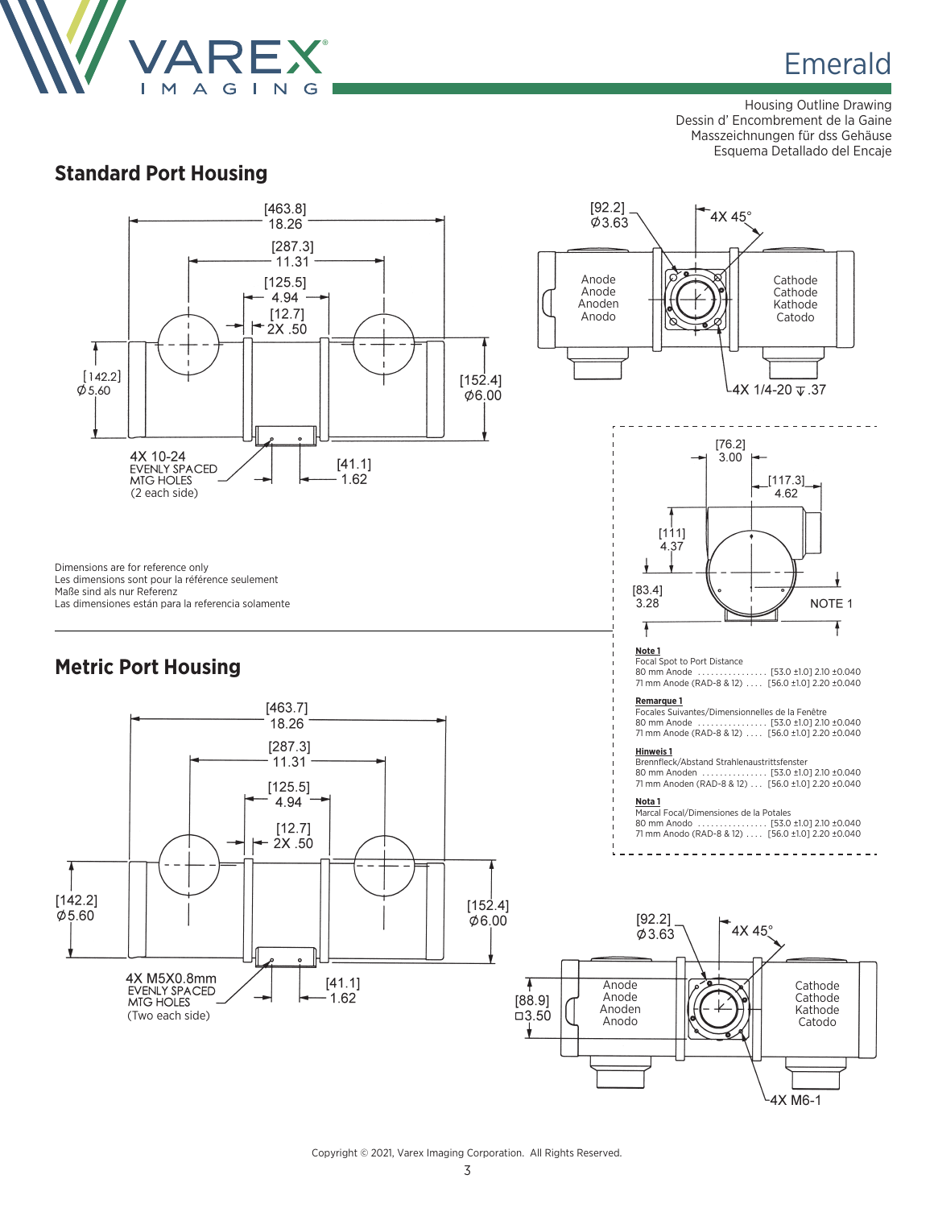# Emerald

Housing Outline Drawing
Dessin d' Encombrement de la Gaine
Masszeichnungen für dss Gehäuse
Esquema Detallado del Encaje

## Standard Port Housing

[463.8] 18.26
[287.3] 11.31
[125.5] 4.94
[12.7] 2X .50
[142.2] Ø5.60
[152.4] Ø6.00
4X 10-24 EVENLY SPACED MTG HOLES (2 each side)
[41.1] 1.62

[92.2] Ø3.63
4X 45°
Anode Anode Anoden Anodo
Cathode Cathode Kathode Catodo
4X 1/4-20 ⊽ .37

[76.2] 3.00
[117.3] 4.62
[111] 4.37
[83.4] 3.28
NOTE 1

Dimensions are for reference only
Les dimensions sont pour la référence seulement
Maße sind als nur Referenz
Las dimensiones están para la referencia solamente

**Note 1**
Focal Spot to Port Distance
80 mm Anode ................ [53.0 ±1.0] 2.10 ±0.040
71 mm Anode (RAD-8 & 12) .... [56.0 ±1.0] 2.20 ±0.040

**Remarque 1**
Focales Suivantes/Dimensionnelles de la Fenêtre
80 mm Anode ................ [53.0 ±1.0] 2.10 ±0.040
71 mm Anode (RAD-8 & 12) .... [56.0 ±1.0] 2.20 ±0.040

**Hinweis 1**
Brennfleck/Abstand Strahlenaustrittsfenster
80 mm Anoden ............... [53.0 ±1.0] 2.10 ±0.040
71 mm Anoden (RAD-8 & 12) ... [56.0 ±1.0] 2.20 ±0.040

**Nota 1**
Marcal Focal/Dimensiones de la Potales
80 mm Anodo ................ [53.0 ±1.0] 2.10 ±0.040
71 mm Anodo (RAD-8 & 12) .... [56.0 ±1.0] 2.20 ±0.040

## Metric Port Housing

[463.7] 18.26
[287.3] 11.31
[125.5] 4.94
[12.7] 2X .50
[142.2] Ø5.60
[152.4] Ø6.00
4X M5X0.8mm EVENLY SPACED MTG HOLES (Two each side)
[41.1] 1.62

[92.2] Ø3.63
4X 45°
[88.9] ☐3.50
Anode Anode Anoden Anodo
Cathode Cathode Kathode Catodo
4X M6-1

Copyright © 2021, Varex Imaging Corporation. All Rights Reserved.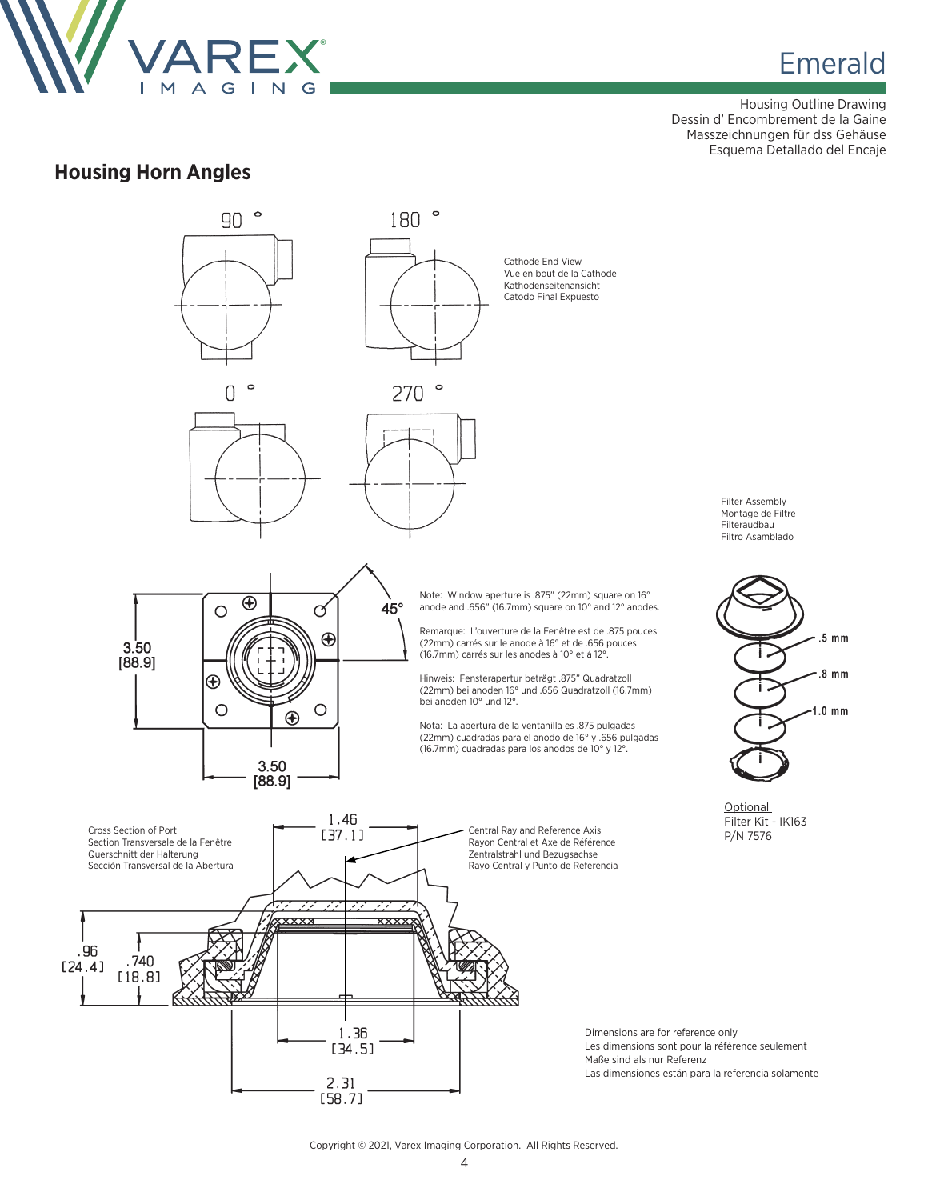Housing Outline Drawing
Dessin d' Encombrement de la Gaine
Masszeichnungen für dss Gehäuse
Esquema Detallado del Encaje

## Housing Horn Angles

90 °

180 °

Cathode End View
Vue en bout de la Cathode
Kathodenseitenansicht
Catodo Final Expuesto

0 °

270 °

Filter Assembly
Montage de Filtre
Filteraudbau
Filtro Asamblado

45°

3.50
[88.9]

3.50
[88.9]

Note: Window aperture is .875" (22mm) square on 16° anode and .656" (16.7mm) square on 10° and 12° anodes.

Remarque: L'ouverture de la Fenêtre est de .875 pouces (22mm) carrés sur le anode à 16° et de .656 pouces (16.7mm) carrés sur les anodes à 10° et á 12°.

Hinweis: Fensterapertur beträgt .875" Quadratzoll (22mm) bei anoden 16° und .656 Quadratzoll (16.7mm) bei anoden 10° und 12°.

Nota: La abertura de la ventanilla es .875 pulgadas (22mm) cuadradas para el anodo de 16° y .656 pulgadas (16.7mm) cuadradas para los anodos de 10° y 12°.

.5 mm

.8 mm

1.0 mm

Optional
Filter Kit - IK163
P/N 7576

Cross Section of Port
Section Transversale de la Fenêtre
Querschnitt der Halterung
Sección Transversal de la Abertura

1.46
[37.1]

Central Ray and Reference Axis
Rayon Central et Axe de Référence
Zentralstrahl und Bezugsachse
Rayo Central y Punto de Referencia

.96
[24.4]

.740
[18.8]

1.36
[34.5]

2.31
[58.7]

Dimensions are for reference only
Les dimensions sont pour la référence seulement
Maße sind als nur Referenz
Las dimensiones están para la referencia solamente

Copyright © 2021, Varex Imaging Corporation. All Rights Reserved.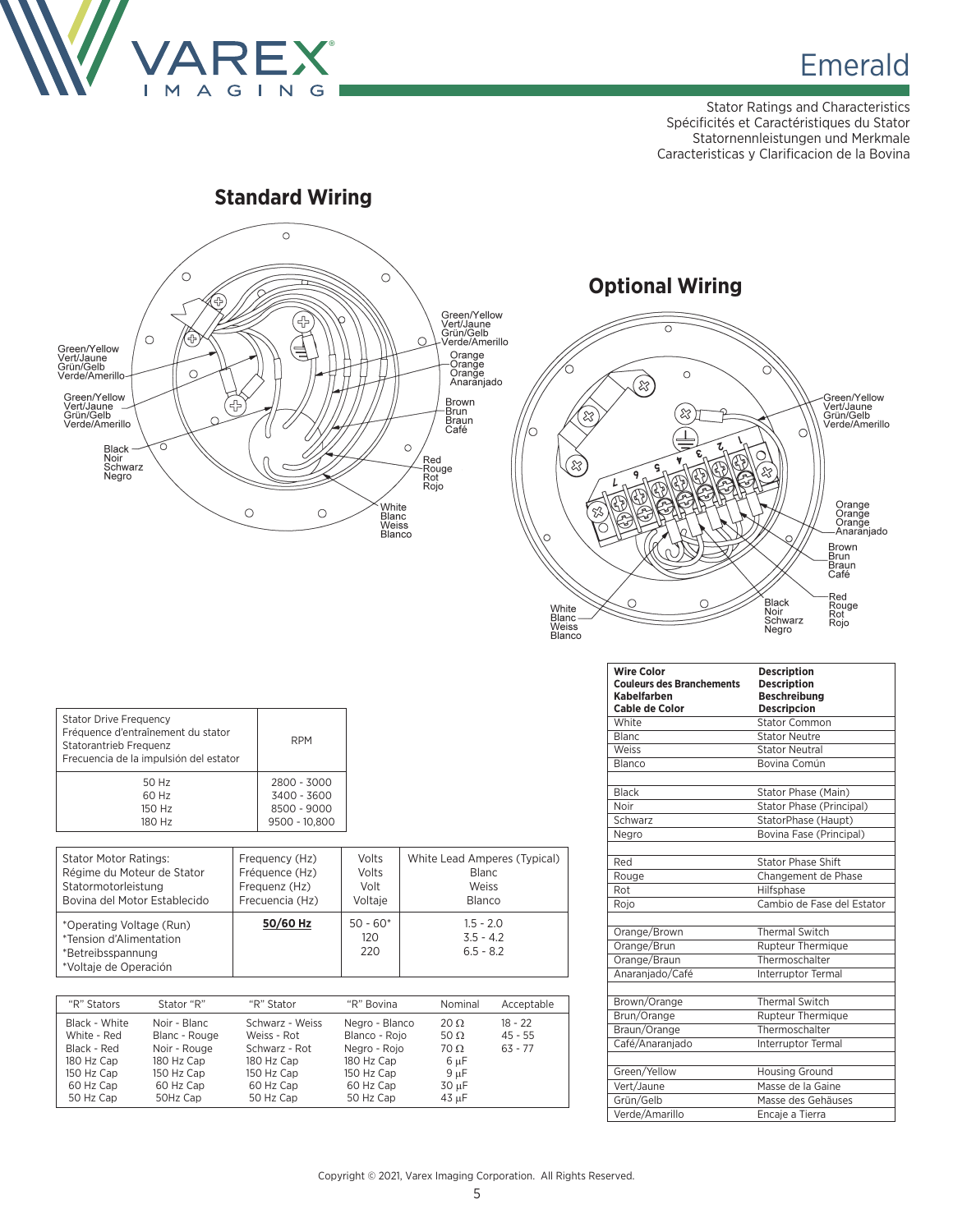# Emerald

Stator Ratings and Characteristics
Spécificités et Caractéristiques du Stator
Statornennleistungen und Merkmale
Caracteristicas y Clarificacion de la Bovina

## Standard Wiring

Green/Yellow
Vert/Jaune
Grün/Gelb
Verde/Amerillo

Green/Yellow
Vert/Jaune
Grün/Gelb
Verde/Amerillo

Black
Noir
Schwarz
Negro

Green/Yellow
Vert/Jaune
Grün/Gelb
Verde/Amerillo

Orange
Orange
Orange
Anaranjado

Brown
Brun
Braun
Café

Red
Rouge
Rot
Rojo

White
Blanc
Weiss
Blanco

## Optional Wiring

Green/Yellow
Vert/Jaune
Grün/Gelb
Verde/Amerillo

Orange
Orange
Orange
Anaranjado

Brown
Brun
Braun
Café

White
Blanc
Weiss
Blanco

Black
Noir
Schwarz
Negro

Red
Rouge
Rot
Rojo

| Wire Color<br>Couleurs des Branchements<br>Kabelfarben<br>Cable de Color | Description<br>Description<br>Beschreibung<br>Descripcion |
|---|---|
| White | Stator Common |
| Blanc | Stator Neutre |
| Weiss | Stator Neutral |
| Blanco | Bovina Común |
| | |
| Black | Stator Phase (Main) |
| Noir | Stator Phase (Principal) |
| Schwarz | StatorPhase (Haupt) |
| Negro | Bovina Fase (Principal) |
| | |
| Red | Stator Phase Shift |
| Rouge | Changement de Phase |
| Rot | Hilfsphase |
| Rojo | Cambio de Fase del Estator |
| | |
| Orange/Brown | Thermal Switch |
| Orange/Brun | Rupteur Thermique |
| Orange/Braun | Thermoschalter |
| Anaranjado/Café | Interruptor Termal |
| | |
| Brown/Orange | Thermal Switch |
| Brun/Orange | Rupteur Thermique |
| Braun/Orange | Thermoschalter |
| Café/Anaranjado | Interruptor Termal |
| | |
| Green/Yellow | Housing Ground |
| Vert/Jaune | Masse de la Gaine |
| Grün/Gelb | Masse des Gehäuses |
| Verde/Amarillo | Encaje a Tierra |

| Stator Drive Frequency<br>Fréquence d'entraînement du stator<br>Statorantrieb Frequenz<br>Frecuencia de la impulsión del estator | RPM |
|---|---|
| 50 Hz<br>60 Hz<br>150 Hz<br>180 Hz | 2800 - 3000<br>3400 - 3600<br>8500 - 9000<br>9500 - 10,800 |

| Stator Motor Ratings:<br>Régime du Moteur de Stator<br>Statormotorleistung<br>Bovina del Motor Establecido | Frequency (Hz)<br>Fréquence (Hz)<br>Frequenz (Hz)<br>Frecuencia (Hz) | Volts<br>Volts<br>Volt<br>Voltaje | White Lead Amperes (Typical)<br>Blanc<br>Weiss<br>Blanco |
|---|---|---|---|
| *Operating Voltage (Run)<br>*Tension d'Alimentation<br>*Betreibsspannung<br>*Voltaje de Operación | **50/60 Hz** | 50 - 60*<br>120<br>220 | 1.5 - 2.0<br>3.5 - 4.2<br>6.5 - 8.2 |

| "R" Stators | Stator "R" | "R" Stator | "R" Bovina | Nominal | Acceptable |
|---|---|---|---|---|---|
| Black - White | Noir - Blanc | Schwarz - Weiss | Negro - Blanco | 20 Ω | 18 - 22 |
| White - Red | Blanc - Rouge | Weiss - Rot | Blanco - Rojo | 50 Ω | 45 - 55 |
| Black - Red | Noir - Rouge | Schwarz - Rot | Negro - Rojo | 70 Ω | 63 - 77 |
| 180 Hz Cap | 180 Hz Cap | 180 Hz Cap | 180 Hz Cap | 6 µF | |
| 150 Hz Cap | 150 Hz Cap | 150 Hz Cap | 150 Hz Cap | 9 µF | |
| 60 Hz Cap | 60 Hz Cap | 60 Hz Cap | 60 Hz Cap | 30 µF | |
| 50 Hz Cap | 50Hz Cap | 50 Hz Cap | 50 Hz Cap | 43 µF | |

Copyright © 2021, Varex Imaging Corporation. All Rights Reserved.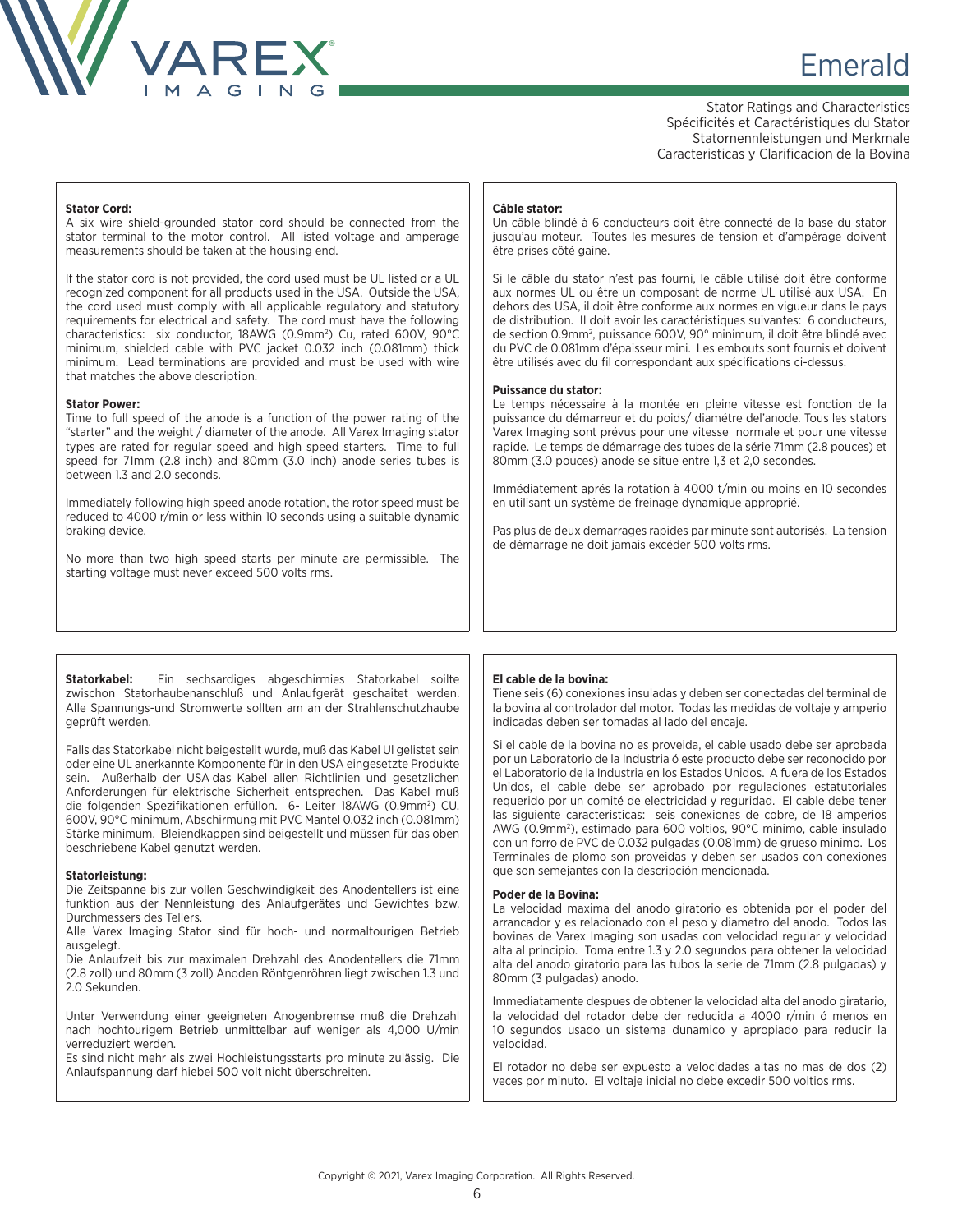# Emerald

Stator Ratings and Characteristics
Spécificités et Caractéristiques du Stator
Statornennleistungen und Merkmale
Caracteristicas y Clarificacion de la Bovina

**Stator Cord:**
A six wire shield-grounded stator cord should be connected from the stator terminal to the motor control. All listed voltage and amperage measurements should be taken at the housing end.

If the stator cord is not provided, the cord used must be UL listed or a UL recognized component for all products used in the USA. Outside the USA, the cord used must comply with all applicable regulatory and statutory requirements for electrical and safety. The cord must have the following characteristics: six conductor, 18AWG (0.9mm$^2$) Cu, rated 600V, 90°C minimum, shielded cable with PVC jacket 0.032 inch (0.081mm) thick minimum. Lead terminations are provided and must be used with wire that matches the above description.

**Stator Power:**
Time to full speed of the anode is a function of the power rating of the "starter" and the weight / diameter of the anode. All Varex Imaging stator types are rated for regular speed and high speed starters. Time to full speed for 71mm (2.8 inch) and 80mm (3.0 inch) anode series tubes is between 1.3 and 2.0 seconds.

Immediately following high speed anode rotation, the rotor speed must be reduced to 4000 r/min or less within 10 seconds using a suitable dynamic braking device.

No more than two high speed starts per minute are permissible. The starting voltage must never exceed 500 volts rms.

**Câble stator:**
Un câble blindé à 6 conducteurs doit être connecté de la base du stator jusqu'au moteur. Toutes les mesures de tension et d'ampérage doivent être prises côté gaine.

Si le câble du stator n'est pas fourni, le câble utilisé doit être conforme aux normes UL ou être un composant de norme UL utilisé aux USA. En dehors des USA, il doit être conforme aux normes en vigueur dans le pays de distribution. Il doit avoir les caractéristiques suivantes: 6 conducteurs, de section 0.9mm$^2$, puissance 600V, 90° minimum, il doit être blindé avec du PVC de 0.081mm d'épaisseur mini. Les embouts sont fournis et doivent être utilisés avec du fil correspondant aux spécifications ci-dessus.

**Puissance du stator:**
Le temps nécessaire à la montée en pleine vitesse est fonction de la puissance du démarreur et du poids/ diamétre del'anode. Tous les stators Varex Imaging sont prévus pour une vitesse normale et pour une vitesse rapide. Le temps de démarrage des tubes de la série 71mm (2.8 pouces) et 80mm (3.0 pouces) anode se situe entre 1,3 et 2,0 secondes.

Immédiatement aprés la rotation à 4000 t/min ou moins en 10 secondes en utilisant un système de freinage dynamique approprié.

Pas plus de deux demarrages rapides par minute sont autorisés. La tension de démarrage ne doit jamais excéder 500 volts rms.

**Statorkabel:** Ein sechsardiges abgeschirmies Statorkabel soilte zwischon Statorhaubenanschluß und Anlaufgerät geschaitet werden. Alle Spannungs-und Stromwerte sollten am an der Strahlenschutzhaube geprüft werden.

Falls das Statorkabel nicht beigestellt wurde, muß das Kabel Ul gelistet sein oder eine UL anerkannte Komponente für in den USA eingesetzte Produkte sein. Außerhalb der USA das Kabel allen Richtlinien und gesetzlichen Anforderungen für elektrische Sicherheit entsprechen. Das Kabel muß die folgenden Spezifikationen erfüllon. 6- Leiter 18AWG (0.9mm$^2$) CU, 600V, 90°C minimum, Abschirmung mit PVC Mantel 0.032 inch (0.081mm) Stärke minimum. Bleiendkappen sind beigestellt und müssen für das oben beschriebene Kabel genutzt werden.

**Statorleistung:**
Die Zeitspanne bis zur vollen Geschwindigkeit des Anodentellers ist eine funktion aus der Nennleistung des Anlaufgerätes und Gewichtes bzw. Durchmessers des Tellers.
Alle Varex Imaging Stator sind für hoch- und normaltourigen Betrieb ausgelegt.
Die Anlaufzeit bis zur maximalen Drehzahl des Anodentellers die 71mm (2.8 zoll) und 80mm (3 zoll) Anoden Röntgenröhren liegt zwischen 1.3 und 2.0 Sekunden.

Unter Verwendung einer geeigneten Anogenbremse muß die Drehzahl nach hochtourigem Betrieb unmittelbar auf weniger als 4,000 U/min verreduziert werden.
Es sind nicht mehr als zwei Hochleistungsstarts pro minute zulässig. Die Anlaufspannung darf hiebei 500 volt nicht überschreiten.

**El cable de la bovina:**
Tiene seis (6) conexiones insuladas y deben ser conectadas del terminal de la bovina al controlador del motor. Todas las medidas de voltaje y amperio indicadas deben ser tomadas al lado del encaje.

Si el cable de la bovina no es proveida, el cable usado debe ser aprobada por un Laboratorio de la Industria ó este producto debe ser reconocido por el Laboratorio de la Industria en los Estados Unidos. A fuera de los Estados Unidos, el cable debe ser aprobado por regulaciones estatutoriales requerido por un comité de electricidad y reguridad. El cable debe tener las siguiente caracteristicas: seis conexiones de cobre, de 18 amperios AWG (0.9mm$^2$), estimado para 600 voltios, 90°C minimo, cable insulado con un forro de PVC de 0.032 pulgadas (0.081mm) de grueso minimo. Los Terminales de plomo son proveidas y deben ser usados con conexiones que son semejantes con la descripción mencionada.

**Poder de la Bovina:**
La velocidad maxima del anodo giratorio es obtenida por el poder del arrancador y es relacionado con el peso y diametro del anodo. Todos las bovinas de Varex Imaging son usadas con velocidad regular y velocidad alta al principio. Toma entre 1.3 y 2.0 segundos para obtener la velocidad alta del anodo giratorio para las tubos la serie de 71mm (2.8 pulgadas) y 80mm (3 pulgadas) anodo.

Immediatamente despues de obtener la velocidad alta del anodo giratario, la velocidad del rotador debe der reducida a 4000 r/min ó menos en 10 segundos usado un sistema dunamico y apropiado para reducir la velocidad.

El rotador no debe ser expuesto a velocidades altas no mas de dos (2) veces por minuto. El voltaje inicial no debe excedir 500 voltios rms.

Copyright © 2021, Varex Imaging Corporation. All Rights Reserved.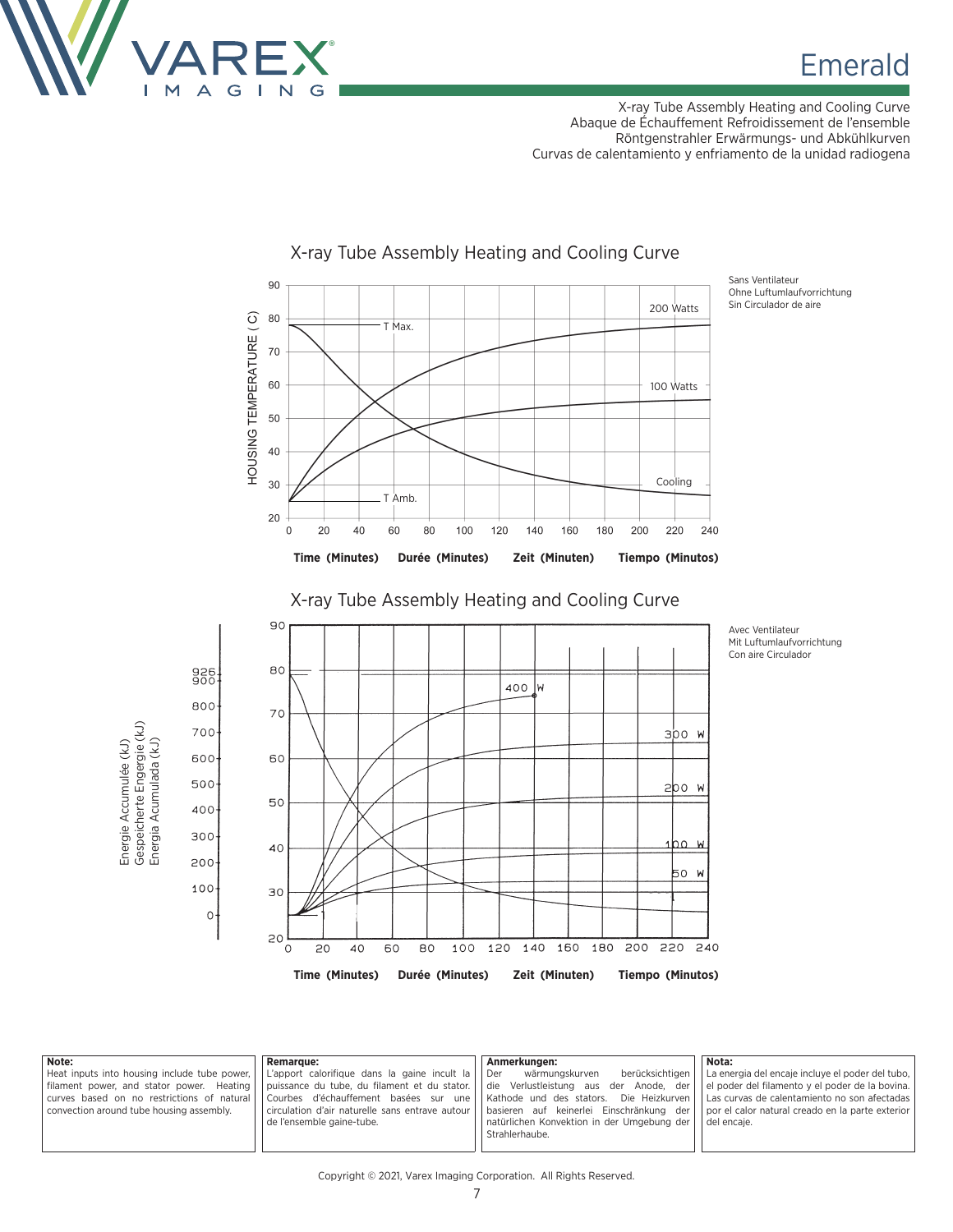Emerald

X-ray Tube Assembly Heating and Cooling Curve
Abaque de Échauffement Refroidissement de l'ensemble
Röntgenstrahler Erwärmungs- und Abkühlkurven
Curvas de calentamiento y enfriamento de la unidad radiogena

## X-ray Tube Assembly Heating and Cooling Curve

Sans Ventilateur
Ohne Luftumlaufvorrichtung
Sin Circulador de aire

HOUSING TEMPERATURE ( C)

200 Watts — 100 Watts — Cooling — T Max. — T Amb.

Time (Minutes) Durée (Minutes) Zeit (Minuten) Tiempo (Minutos)

## X-ray Tube Assembly Heating and Cooling Curve

Avec Ventilateur
Mit Luftumlaufvorrichtung
Con aire Circulador

Energie Accumulée (kJ)
Gespeicherte Engergie (kJ)
Energia Acumulada (kJ)

400 W — 300 W — 200 W — 100 W — 50 W

Time (Minutes) Durée (Minutes) Zeit (Minuten) Tiempo (Minutos)

**Note:**
Heat inputs into housing include tube power, filament power, and stator power. Heating curves based on no restrictions of natural convection around tube housing assembly.

**Remarque:**
L'apport calorifique dans la gaine incult la puissance du tube, du filament et du stator. Courbes d'échauffement basées sur une circulation d'air naturelle sans entrave autour de l'ensemble gaine-tube.

**Anmerkungen:**
Der wärmungskurven berücksichtigen die Verlustleistung aus der Anode, der Kathode und des stators. Die Heizkurven basieren auf keinerlei Einschränkung der natürlichen Konvektion in der Umgebung der Strahlerhaube.

**Nota:**
La energia del encaje incluye el poder del tubo, el poder del filamento y el poder de la bovina. Las curvas de calentamiento no son afectadas por el calor natural creado en la parte exterior del encaje.

Copyright © 2021, Varex Imaging Corporation. All Rights Reserved.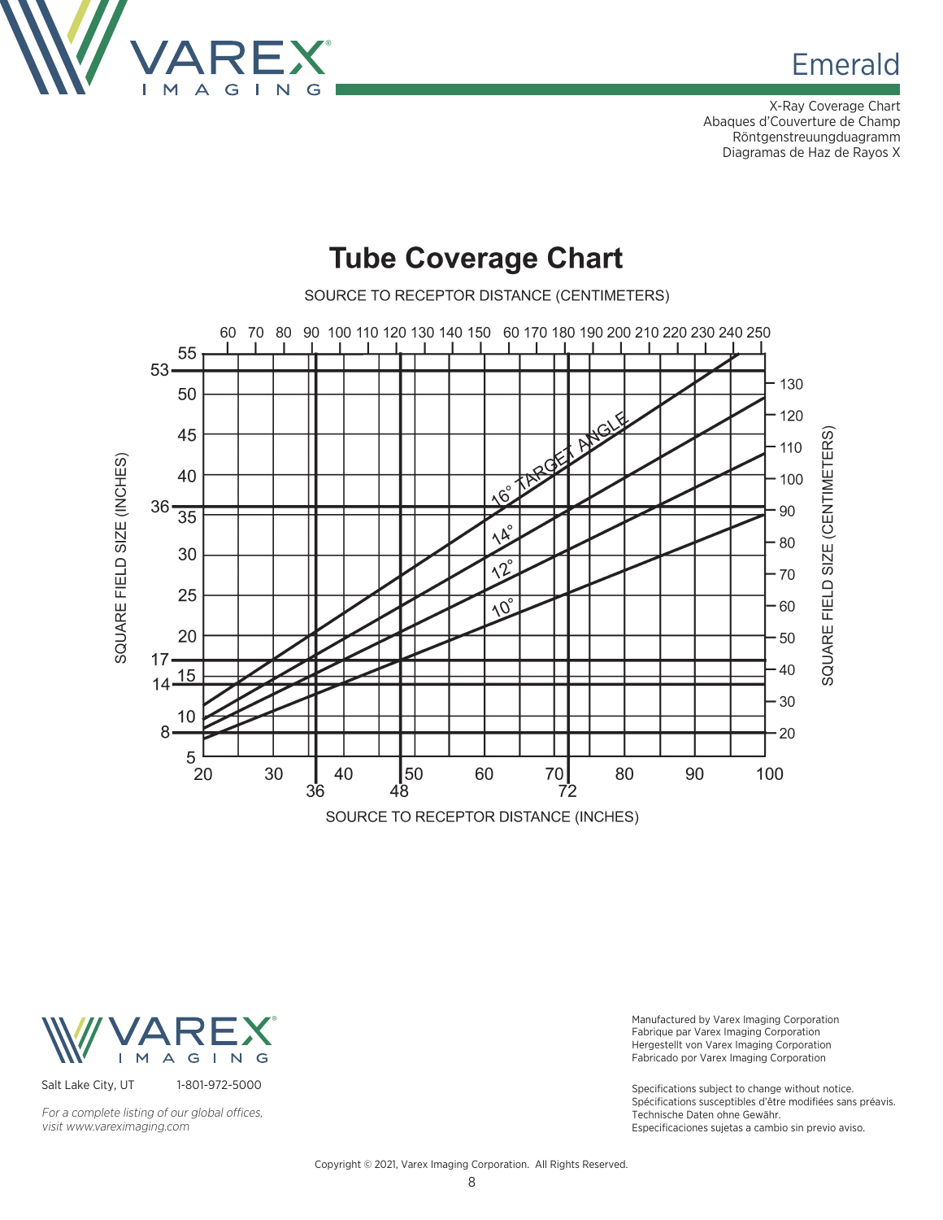Emerald

X-Ray Coverage Chart
Abaques d'Couverture de Champ
Röntgenstreuungduagramm
Diagramas de Haz de Rayos X

## Tube Coverage Chart

SOURCE TO RECEPTOR DISTANCE (CENTIMETERS)

60 70 80 90 100 110 120 130 140 150 60 170 180 190 200 210 220 230 240 250

SQUARE FIELD SIZE (INCHES)

55 53 50 45 40 36 35 30 25 20 17 15 14 10 8 5

SQUARE FIELD SIZE (CENTIMETERS)

130 120 110 100 90 80 70 60 50 40 30 20

16° TARGET ANGLE

14°

12°

10°

20 30 36 40 48 50 60 70 72 80 90 100

SOURCE TO RECEPTOR DISTANCE (INCHES)

Salt Lake City, UT 1-801-972-5000

*For a complete listing of our global offices, visit www.vareximaging.com*

Manufactured by Varex Imaging Corporation
Fabrique par Varex Imaging Corporation
Hergestellt von Varex Imaging Corporation
Fabricado por Varex Imaging Corporation

Specifications subject to change without notice.
Spécifications susceptibles d'être modifiées sans préavis.
Technische Daten ohne Gewähr.
Especificaciones sujetas a cambio sin previo aviso.

Copyright © 2021, Varex Imaging Corporation. All Rights Reserved.